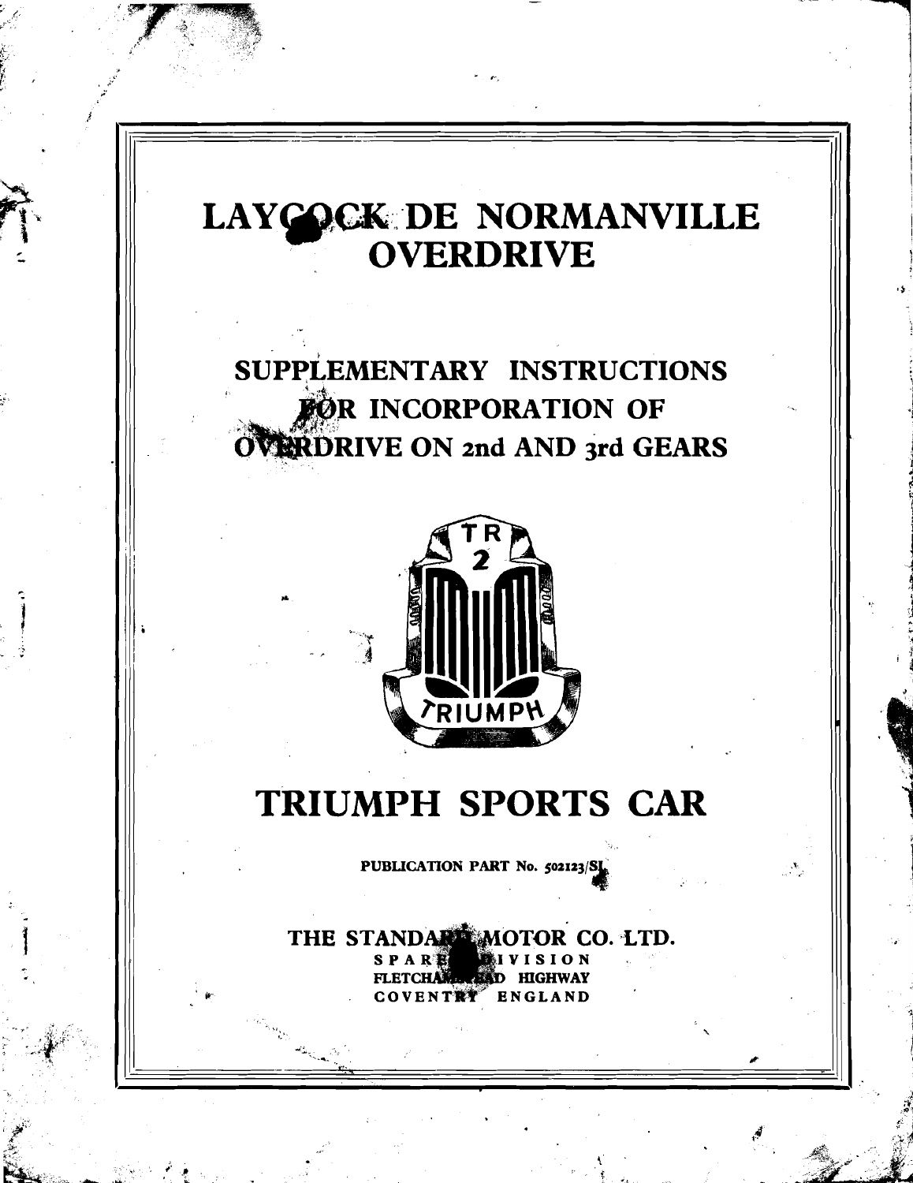# LAYCOCK DE NORMANVILLE OVERDRIVE

## SUPPLEMENTARY INSTRUCTIONS FOR INCORPORATION OF OVERDRIVE ON 2nd AND 3rd GEARS

TR 2

TRIUMPH

# TRIUMPH SPORTS CAR

PUBLICATION PART No. 502123/SL

**THE STANDARD MOTOR CO. LTD.**
SPARES DIVISION
FLETCHAMSTEAD HIGHWAY
COVENTRY ENGLAND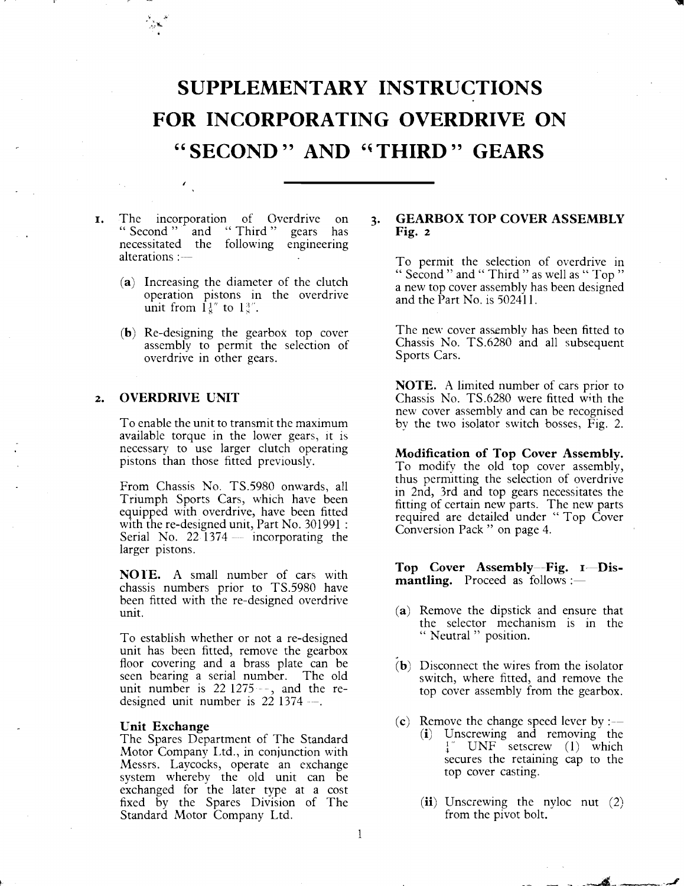# SUPPLEMENTARY INSTRUCTIONS FOR INCORPORATING OVERDRIVE ON "SECOND" AND "THIRD" GEARS

**1.** The incorporation of Overdrive on "Second" and "Third" gears has necessitated the following engineering alterations :—

(**a**) Increasing the diameter of the clutch operation pistons in the overdrive unit from $1\frac{1}{8}''$ to $1\frac{3}{8}''$.

(**b**) Re-designing the gearbox top cover assembly to permit the selection of overdrive in other gears.

## 2. OVERDRIVE UNIT

To enable the unit to transmit the maximum available torque in the lower gears, it is necessary to use larger clutch operating pistons than those fitted previously.

From Chassis No. TS.5980 onwards, all Triumph Sports Cars, which have been equipped with overdrive, have been fitted with the re-designed unit, Part No. 301991 : Serial No. 22 1374 — incorporating the larger pistons.

**NOTE.** A small number of cars with chassis numbers prior to TS.5980 have been fitted with the re-designed overdrive unit.

To establish whether or not a re-designed unit has been fitted, remove the gearbox floor covering and a brass plate can be seen bearing a serial number. The old unit number is 22 1275 —, and the re-designed unit number is 22 1374 —.

### Unit Exchange

The Spares Department of The Standard Motor Company Ltd., in conjunction with Messrs. Laycocks, operate an exchange system whereby the old unit can be exchanged for the later type at a cost fixed by the Spares Division of The Standard Motor Company Ltd.

## 3. GEARBOX TOP COVER ASSEMBLY Fig. 2

To permit the selection of overdrive in "Second" and "Third" as well as "Top" a new top cover assembly has been designed and the Part No. is 502411.

The new cover assembly has been fitted to Chassis No. TS.6280 and all subsequent Sports Cars.

**NOTE.** A limited number of cars prior to Chassis No. TS.6280 were fitted with the new cover assembly and can be recognised by the two isolator switch bosses, Fig. 2.

**Modification of Top Cover Assembly.** To modify the old top cover assembly, thus permitting the selection of overdrive in 2nd, 3rd and top gears necessitates the fitting of certain new parts. The new parts required are detailed under "Top Cover Conversion Pack" on page 4.

**Top Cover Assembly—Fig. 1—Dismantling.** Proceed as follows :—

(**a**) Remove the dipstick and ensure that the selector mechanism is in the "Neutral" position.

(**b**) Disconnect the wires from the isolator switch, where fitted, and remove the top cover assembly from the gearbox.

(**c**) Remove the change speed lever by :—

(**i**) Unscrewing and removing the $\frac{1}{4}''$ UNF setscrew (1) which secures the retaining cap to the top cover casting.

(**ii**) Unscrewing the nyloc nut (2) from the pivot bolt.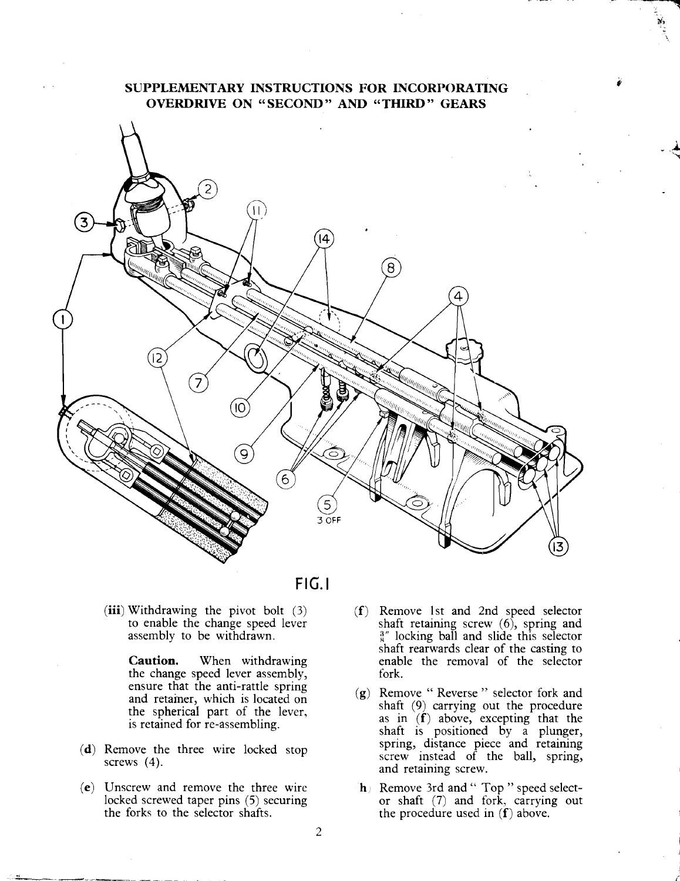## SUPPLEMENTARY INSTRUCTIONS FOR INCORPORATING OVERDRIVE ON "SECOND" AND "THIRD" GEARS

FIG. 1

(iii) Withdrawing the pivot bolt (3) to enable the change speed lever assembly to be withdrawn.

**Caution.** When withdrawing the change speed lever assembly, ensure that the anti-rattle spring and retainer, which is located on the spherical part of the lever, is retained for re-assembling.

(d) Remove the three wire locked stop screws (4).

(e) Unscrew and remove the three wire locked screwed taper pins (5) securing the forks to the selector shafts.

(f) Remove 1st and 2nd speed selector shaft retaining screw (6), spring and 3/8" locking ball and slide this selector shaft rearwards clear of the casting to enable the removal of the selector fork.

(g) Remove " Reverse " selector fork and shaft (9) carrying out the procedure as in (f) above, excepting that the shaft is positioned by a plunger, spring, distance piece and retaining screw instead of the ball, spring, and retaining screw.

(h) Remove 3rd and " Top " speed selector shaft (7) and fork, carrying out the procedure used in (f) above.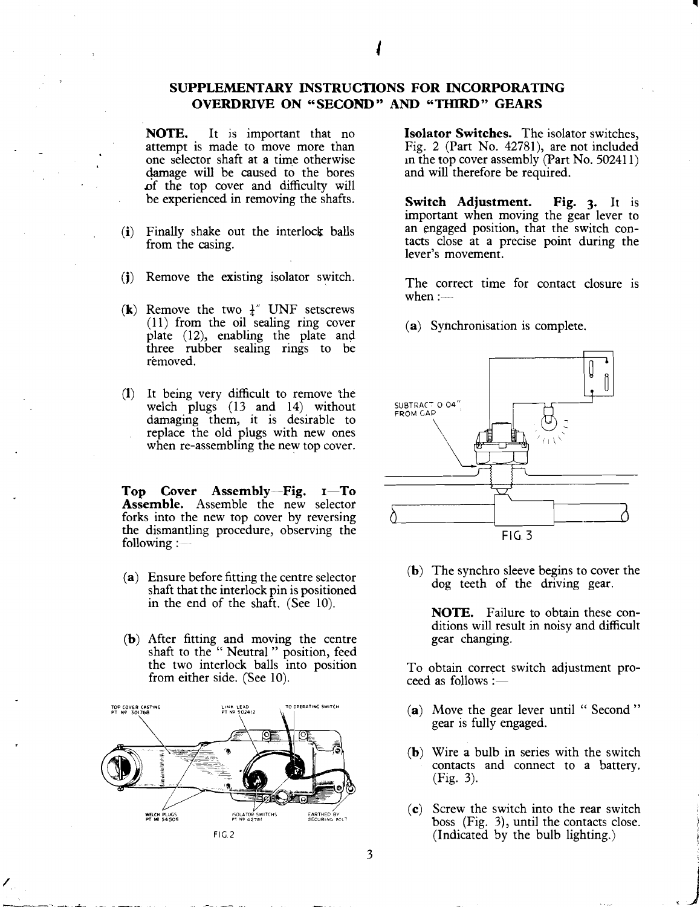## SUPPLEMENTARY INSTRUCTIONS FOR INCORPORATING OVERDRIVE ON "SECOND" AND "THIRD" GEARS

**NOTE.** It is important that no attempt is made to move more than one selector shaft at a time otherwise damage will be caused to the bores of the top cover and difficulty will be experienced in removing the shafts.

**(i)** Finally shake out the interlock balls from the casing.

**(j)** Remove the existing isolator switch.

**(k)** Remove the two ¼" UNF setscrews (11) from the oil sealing ring cover plate (12), enabling the plate and three rubber sealing rings to be removed.

**(l)** It being very difficult to remove the welch plugs (13 and 14) without damaging them, it is desirable to replace the old plugs with new ones when re-assembling the new top cover.

**Top Cover Assembly—Fig. 1—To Assemble.** Assemble the new selector forks into the new top cover by reversing the dismantling procedure, observing the following :—

**(a)** Ensure before fitting the centre selector shaft that the interlock pin is positioned in the end of the shaft. (See 10).

**(b)** After fitting and moving the centre shaft to the " Neutral " position, feed the two interlock balls into position from either side. (See 10).

TOP COVER CASTING PT Nº 301768 — LINK LEAD PT Nº 502412 — TO OPERATING SWITCH — WELCH PLUGS PT Nº 54505 — ISOLATOR SWITCHES PT Nº 42781 — EARTHED BY SECURING BOLT

FIG. 2

**Isolator Switches.** The isolator switches, Fig. 2 (Part No. 42781), are not included in the top cover assembly (Part No. 502411) and will therefore be required.

**Switch Adjustment. Fig. 3.** It is important when moving the gear lever to an engaged position, that the switch contacts close at a precise point during the lever's movement.

The correct time for contact closure is when :—

**(a)** Synchronisation is complete.

SUBTRACT 0·04" FROM GAP

FIG. 3

**(b)** The synchro sleeve begins to cover the dog teeth of the driving gear.

**NOTE.** Failure to obtain these conditions will result in noisy and difficult gear changing.

To obtain correct switch adjustment proceed as follows :—

**(a)** Move the gear lever until " Second " gear is fully engaged.

**(b)** Wire a bulb in series with the switch contacts and connect to a battery. (Fig. 3).

**(c)** Screw the switch into the rear switch boss (Fig. 3), until the contacts close. (Indicated by the bulb lighting.)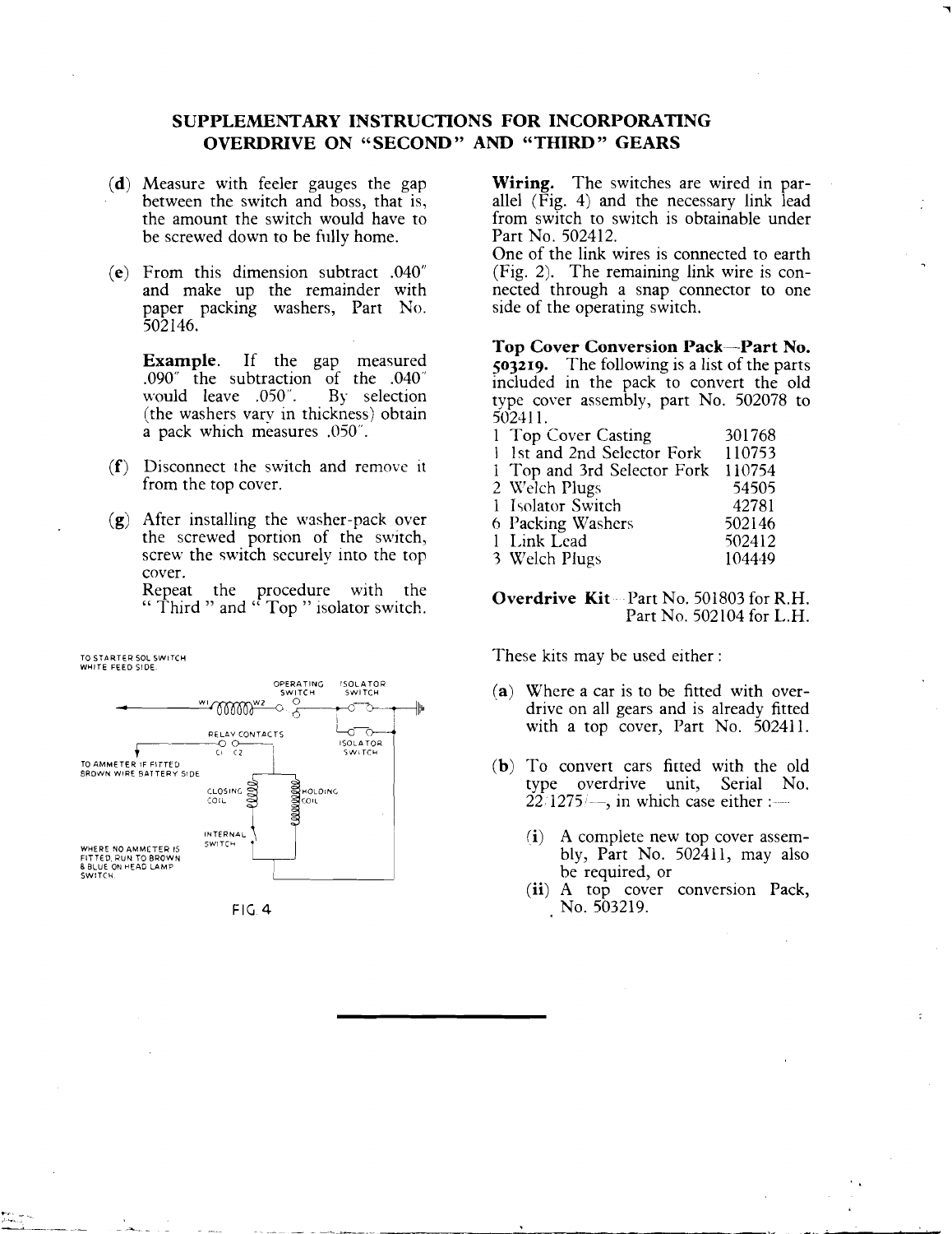## SUPPLEMENTARY INSTRUCTIONS FOR INCORPORATING OVERDRIVE ON "SECOND" AND "THIRD" GEARS

(**d**) Measure with feeler gauges the gap between the switch and boss, that is, the amount the switch would have to be screwed down to be fully home.

(**e**) From this dimension subtract .040" and make up the remainder with paper packing washers, Part No. 502146.

**Example.** If the gap measured .090" the subtraction of the .040" would leave .050". By selection (the washers vary in thickness) obtain a pack which measures .050".

(**f**) Disconnect the switch and remove it from the top cover.

(**g**) After installing the washer-pack over the screwed portion of the switch, screw the switch securely into the top cover.
Repeat the procedure with the "Third" and "Top" isolator switch.

TO STARTER SOL SWITCH WHITE FEED SIDE

OPERATING SWITCH

ISOLATOR SWITCH

W1

W2

RELAY CONTACTS

C1 C2

ISOLATOR SWITCH

TO AMMETER IF FITTED BROWN WIRE BATTERY SIDE

CLOSING COIL

HOLDING COIL

INTERNAL SWITCH

WHERE NO AMMETER IS FITTED, RUN TO BROWN & BLUE ON HEAD LAMP SWITCH.

FIG. 4

**Wiring.** The switches are wired in parallel (Fig. 4) and the necessary link lead from switch to switch is obtainable under Part No. 502412.
One of the link wires is connected to earth (Fig. 2). The remaining link wire is connected through a snap connector to one side of the operating switch.

**Top Cover Conversion Pack—Part No. 503219.** The following is a list of the parts included in the pack to convert the old type cover assembly, part No. 502078 to 502411.

| | |
|---|---|
| 1 Top Cover Casting | 301768 |
| 1 1st and 2nd Selector Fork | 110753 |
| 1 Top and 3rd Selector Fork | 110754 |
| 2 Welch Plugs | 54505 |
| 1 Isolator Switch | 42781 |
| 6 Packing Washers | 502146 |
| 1 Link Lead | 502412 |
| 3 Welch Plugs | 104449 |

**Overdrive Kit**—Part No. 501803 for R.H.
Part No. 502104 for L.H.

These kits may be used either:

(**a**) Where a car is to be fitted with overdrive on all gears and is already fitted with a top cover, Part No. 502411.

(**b**) To convert cars fitted with the old type overdrive unit, Serial No. 22/1275/—, in which case either:—

(**i**) A complete new top cover assembly, Part No. 502411, may also be required, or

(**ii**) A top cover conversion Pack, No. 503219.